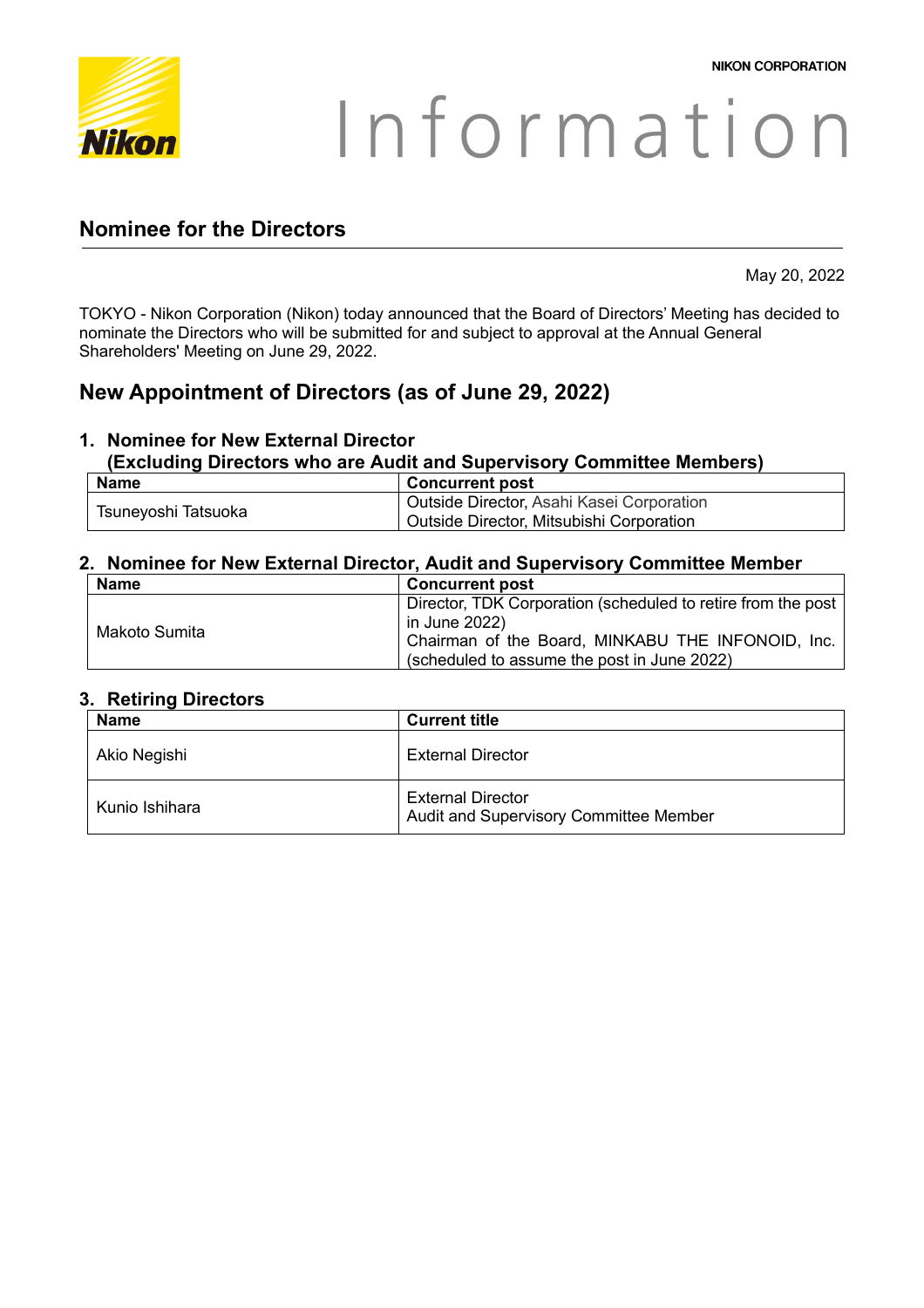NIKON CORPORATION

# Information

## Nominee for the Directors

May 20, 2022

TOKYO - Nikon Corporation (Nikon) today announced that the Board of Directors' Meeting has decided to nominate the Directors who will be submitted for and subject to approval at the Annual General Shareholders' Meeting on June 29, 2022.

## New Appointment of Directors (as of June 29, 2022)

### 1. Nominee for New External Director (Excluding Directors who are Audit and Supervisory Committee Members)

| Name | Concurrent post |
|---|---|
| Tsuneyoshi Tatsuoka | Outside Director, Asahi Kasei Corporation<br>Outside Director, Mitsubishi Corporation |

### 2. Nominee for New External Director, Audit and Supervisory Committee Member

| Name | Concurrent post |
|---|---|
| Makoto Sumita | Director, TDK Corporation (scheduled to retire from the post in June 2022)<br>Chairman of the Board, MINKABU THE INFONOID, Inc. (scheduled to assume the post in June 2022) |

### 3. Retiring Directors

| Name | Current title |
|---|---|
| Akio Negishi | External Director |
| Kunio Ishihara | External Director<br>Audit and Supervisory Committee Member |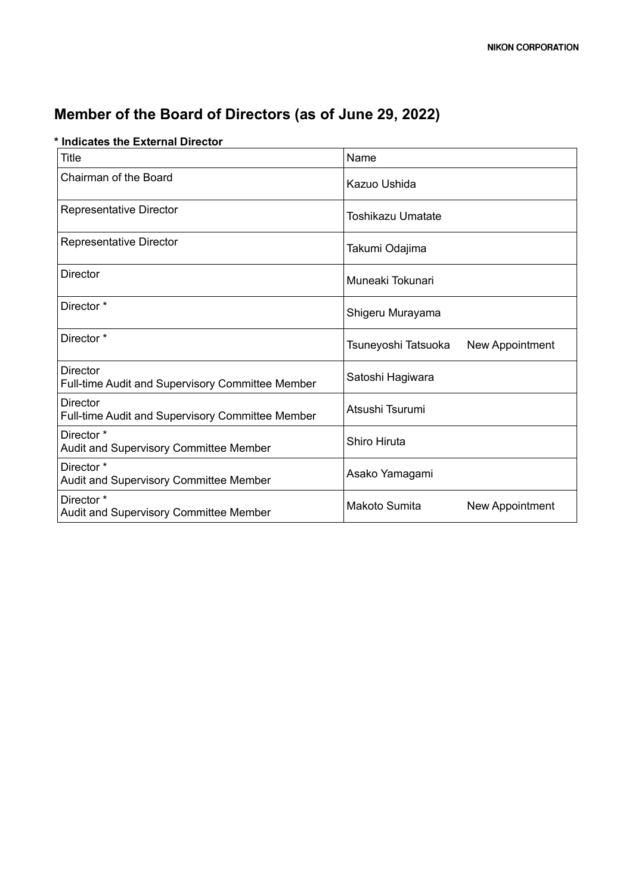# Member of the Board of Directors (as of June 29, 2022)

**\* Indicates the External Director**

| Title | Name |
|---|---|
| Chairman of the Board | Kazuo Ushida |
| Representative Director | Toshikazu Umatate |
| Representative Director | Takumi Odajima |
| Director | Muneaki Tokunari |
| Director * | Shigeru Murayama |
| Director * | Tsuneyoshi Tatsuoka New Appointment |
| Director<br>Full-time Audit and Supervisory Committee Member | Satoshi Hagiwara |
| Director<br>Full-time Audit and Supervisory Committee Member | Atsushi Tsurumi |
| Director *<br>Audit and Supervisory Committee Member | Shiro Hiruta |
| Director *<br>Audit and Supervisory Committee Member | Asako Yamagami |
| Director *<br>Audit and Supervisory Committee Member | Makoto Sumita New Appointment |